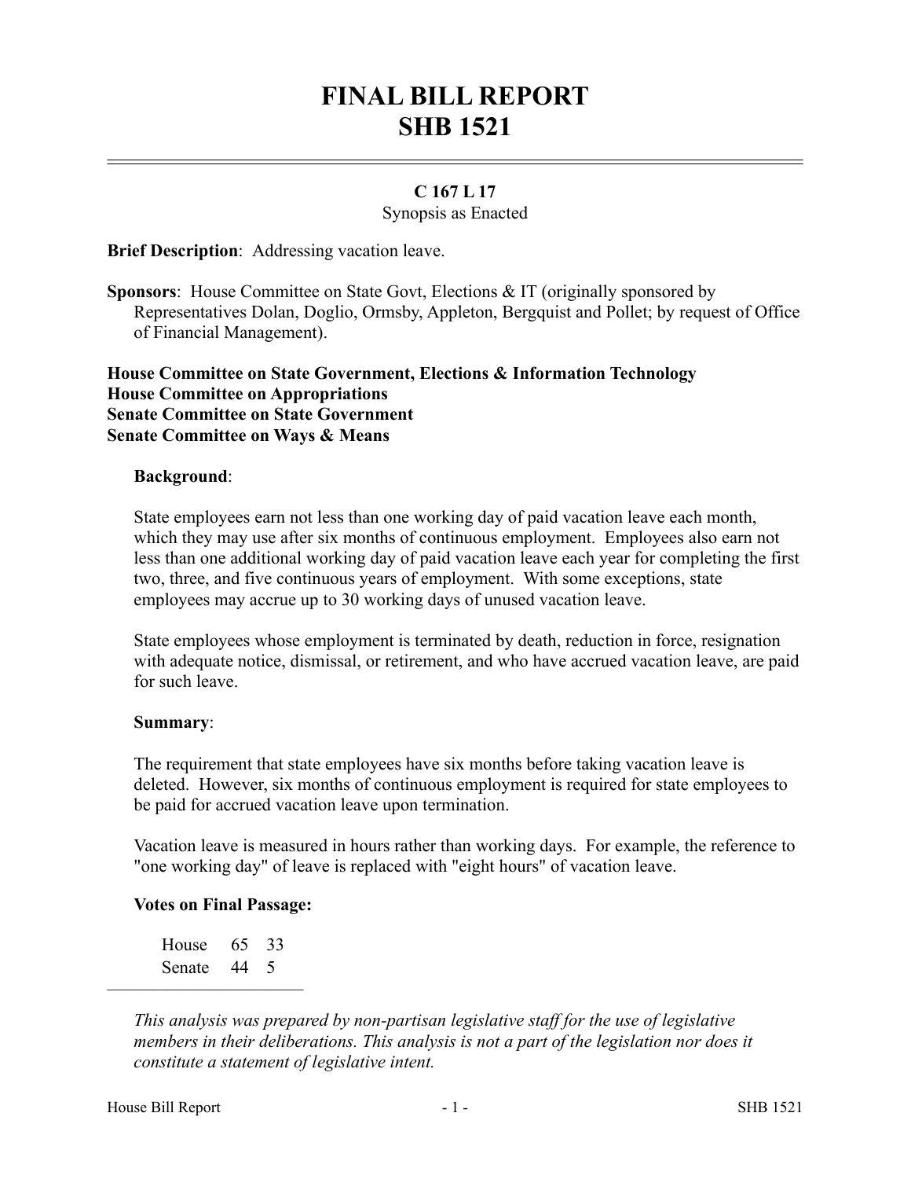# FINAL BILL REPORT
# SHB 1521

**C 167 L 17**
Synopsis as Enacted

**Brief Description**: Addressing vacation leave.

**Sponsors**: House Committee on State Govt, Elections & IT (originally sponsored by Representatives Dolan, Doglio, Ormsby, Appleton, Bergquist and Pollet; by request of Office of Financial Management).

**House Committee on State Government, Elections & Information Technology**
**House Committee on Appropriations**
**Senate Committee on State Government**
**Senate Committee on Ways & Means**

**Background**:

State employees earn not less than one working day of paid vacation leave each month, which they may use after six months of continuous employment. Employees also earn not less than one additional working day of paid vacation leave each year for completing the first two, three, and five continuous years of employment. With some exceptions, state employees may accrue up to 30 working days of unused vacation leave.

State employees whose employment is terminated by death, reduction in force, resignation with adequate notice, dismissal, or retirement, and who have accrued vacation leave, are paid for such leave.

**Summary**:

The requirement that state employees have six months before taking vacation leave is deleted. However, six months of continuous employment is required for state employees to be paid for accrued vacation leave upon termination.

Vacation leave is measured in hours rather than working days. For example, the reference to "one working day" of leave is replaced with "eight hours" of vacation leave.

**Votes on Final Passage:**

| | | |
|---|---|---|
| House | 65 | 33 |
| Senate | 44 | 5 |

---

*This analysis was prepared by non-partisan legislative staff for the use of legislative members in their deliberations. This analysis is not a part of the legislation nor does it constitute a statement of legislative intent.*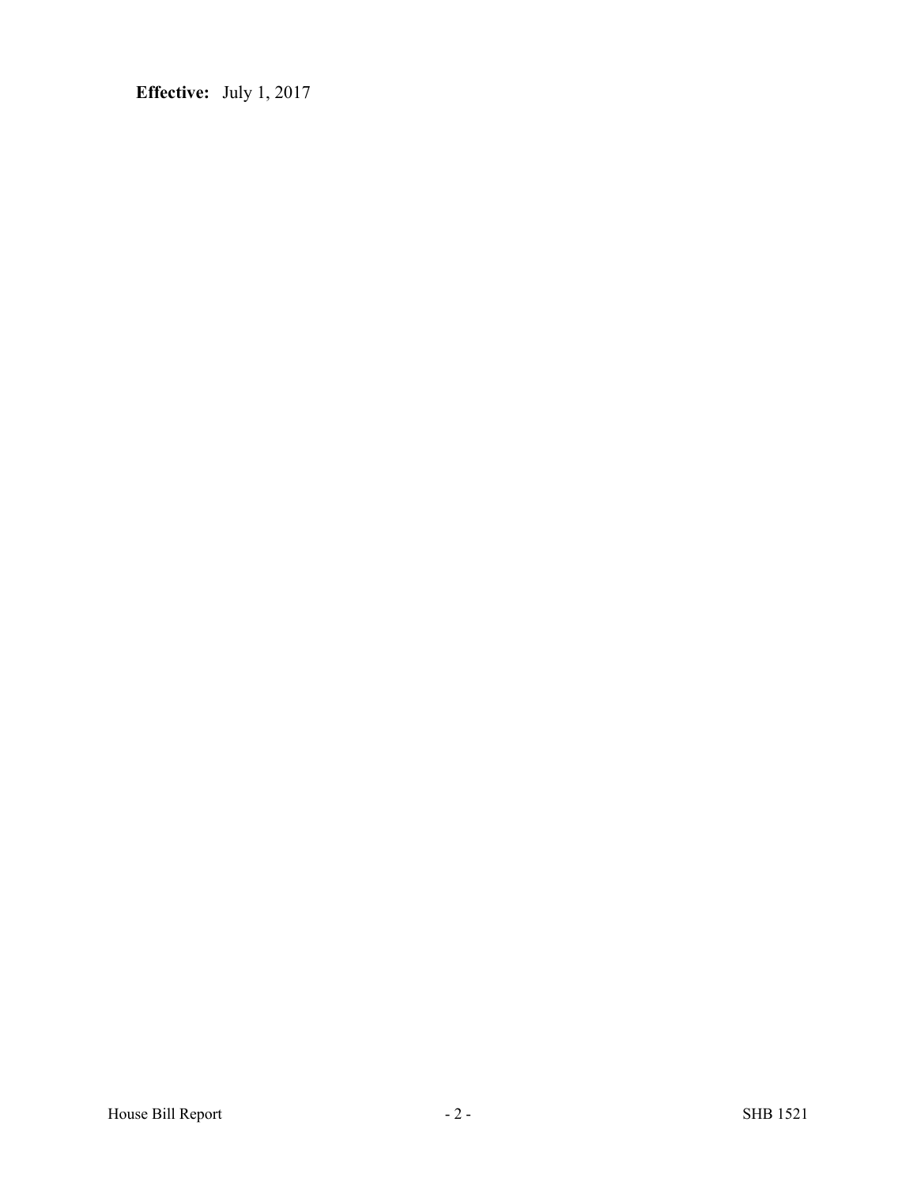**Effective:** July 1, 2017